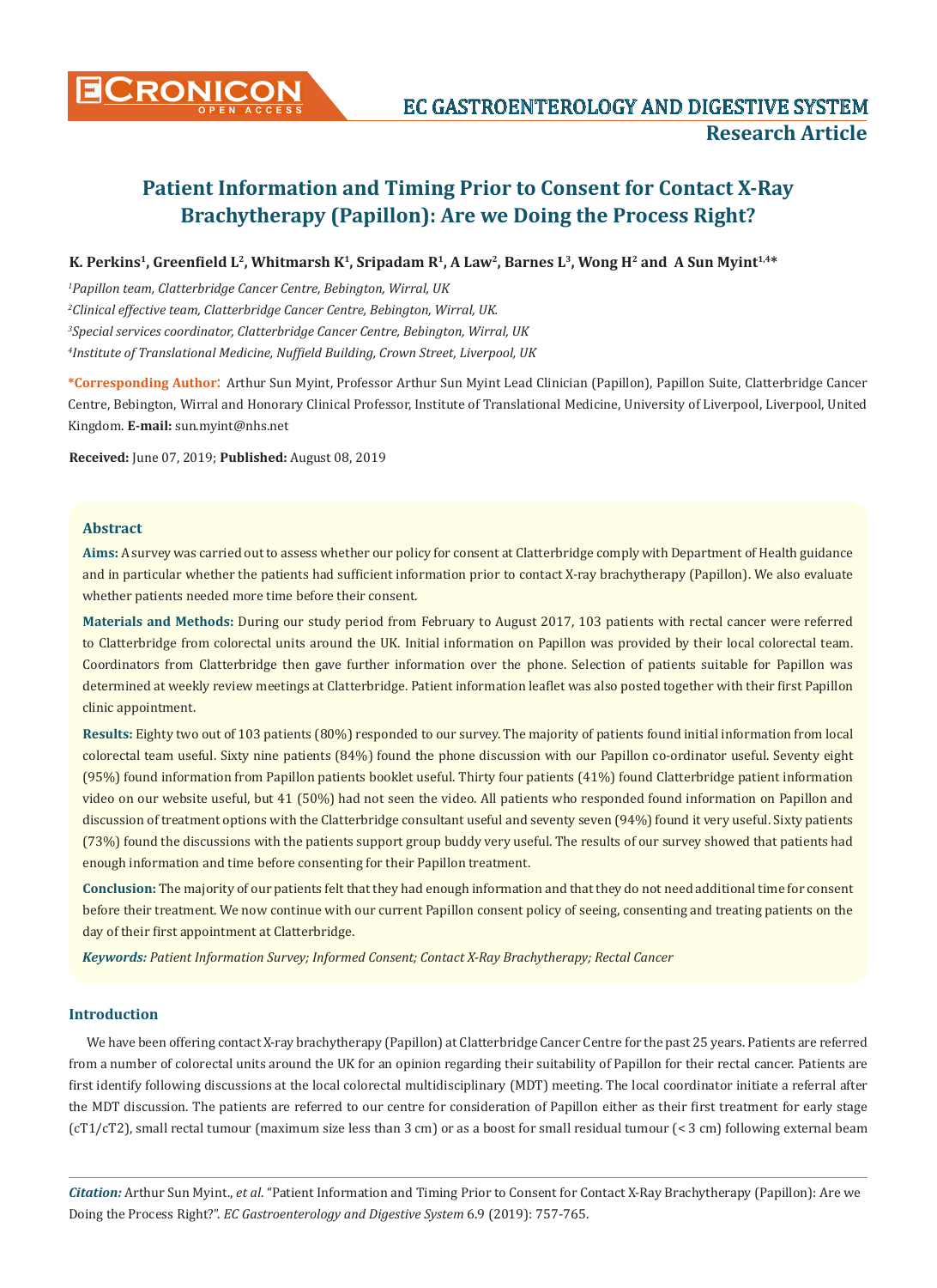# Patient Information and Timing Prior to Consent for Contact X-Ray Brachytherapy (Papillon): Are we Doing the Process Right?

**K. Perkins[1], Greenfield L[2], Whitmarsh K[1], Sripadam R[1], A Law[2], Barnes L[3], Wong H[2] and A Sun Myint[1,4]***

*[1]Papillon team, Clatterbridge Cancer Centre, Bebington, Wirral, UK*

*[2]Clinical effective team, Clatterbridge Cancer Centre, Bebington, Wirral, UK.*

*[3]Special services coordinator, Clatterbridge Cancer Centre, Bebington, Wirral, UK*

*[4]Institute of Translational Medicine, Nuffield Building, Crown Street, Liverpool, UK*

**\*Corresponding Author:** Arthur Sun Myint, Professor Arthur Sun Myint Lead Clinician (Papillon), Papillon Suite, Clatterbridge Cancer Centre, Bebington, Wirral and Honorary Clinical Professor, Institute of Translational Medicine, University of Liverpool, Liverpool, United Kingdom. **E-mail:** sun.myint@nhs.net

**Received:** June 07, 2019; **Published:** August 08, 2019

## Abstract

**Aims:** A survey was carried out to assess whether our policy for consent at Clatterbridge comply with Department of Health guidance and in particular whether the patients had sufficient information prior to contact X-ray brachytherapy (Papillon). We also evaluate whether patients needed more time before their consent.

**Materials and Methods:** During our study period from February to August 2017, 103 patients with rectal cancer were referred to Clatterbridge from colorectal units around the UK. Initial information on Papillon was provided by their local colorectal team. Coordinators from Clatterbridge then gave further information over the phone. Selection of patients suitable for Papillon was determined at weekly review meetings at Clatterbridge. Patient information leaflet was also posted together with their first Papillon clinic appointment.

**Results:** Eighty two out of 103 patients (80%) responded to our survey. The majority of patients found initial information from local colorectal team useful. Sixty nine patients (84%) found the phone discussion with our Papillon co-ordinator useful. Seventy eight (95%) found information from Papillon patients booklet useful. Thirty four patients (41%) found Clatterbridge patient information video on our website useful, but 41 (50%) had not seen the video. All patients who responded found information on Papillon and discussion of treatment options with the Clatterbridge consultant useful and seventy seven (94%) found it very useful. Sixty patients (73%) found the discussions with the patients support group buddy very useful. The results of our survey showed that patients had enough information and time before consenting for their Papillon treatment.

**Conclusion:** The majority of our patients felt that they had enough information and that they do not need additional time for consent before their treatment. We now continue with our current Papillon consent policy of seeing, consenting and treating patients on the day of their first appointment at Clatterbridge.

***Keywords:*** *Patient Information Survey; Informed Consent; Contact X-Ray Brachytherapy; Rectal Cancer*

## Introduction

We have been offering contact X-ray brachytherapy (Papillon) at Clatterbridge Cancer Centre for the past 25 years. Patients are referred from a number of colorectal units around the UK for an opinion regarding their suitability of Papillon for their rectal cancer. Patients are first identify following discussions at the local colorectal multidisciplinary (MDT) meeting. The local coordinator initiate a referral after the MDT discussion. The patients are referred to our centre for consideration of Papillon either as their first treatment for early stage (cT1/cT2), small rectal tumour (maximum size less than 3 cm) or as a boost for small residual tumour (< 3 cm) following external beam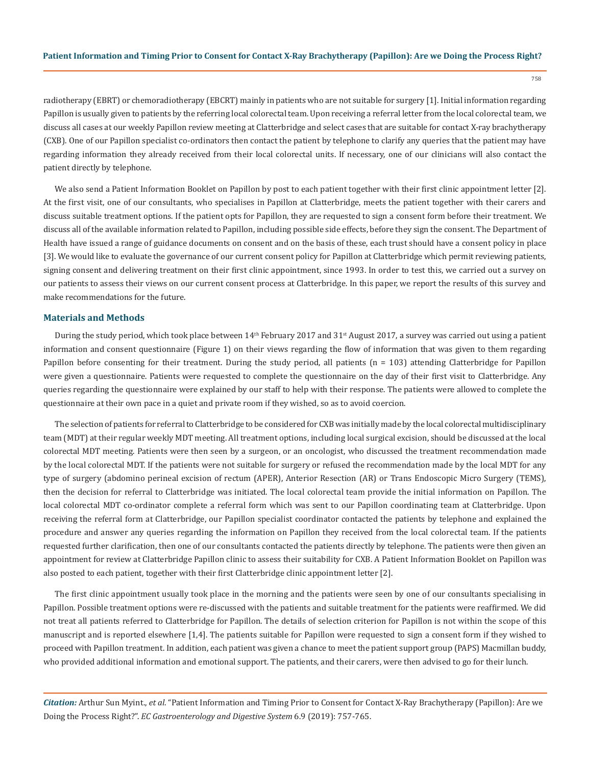radiotherapy (EBRT) or chemoradiotherapy (EBCRT) mainly in patients who are not suitable for surgery [1]. Initial information regarding Papillon is usually given to patients by the referring local colorectal team. Upon receiving a referral letter from the local colorectal team, we discuss all cases at our weekly Papillon review meeting at Clatterbridge and select cases that are suitable for contact X-ray brachytherapy (CXB). One of our Papillon specialist co-ordinators then contact the patient by telephone to clarify any queries that the patient may have regarding information they already received from their local colorectal units. If necessary, one of our clinicians will also contact the patient directly by telephone.

We also send a Patient Information Booklet on Papillon by post to each patient together with their first clinic appointment letter [2]. At the first visit, one of our consultants, who specialises in Papillon at Clatterbridge, meets the patient together with their carers and discuss suitable treatment options. If the patient opts for Papillon, they are requested to sign a consent form before their treatment. We discuss all of the available information related to Papillon, including possible side effects, before they sign the consent. The Department of Health have issued a range of guidance documents on consent and on the basis of these, each trust should have a consent policy in place [3]. We would like to evaluate the governance of our current consent policy for Papillon at Clatterbridge which permit reviewing patients, signing consent and delivering treatment on their first clinic appointment, since 1993. In order to test this, we carried out a survey on our patients to assess their views on our current consent process at Clatterbridge. In this paper, we report the results of this survey and make recommendations for the future.

## Materials and Methods

During the study period, which took place between 14th February 2017 and 31st August 2017, a survey was carried out using a patient information and consent questionnaire (Figure 1) on their views regarding the flow of information that was given to them regarding Papillon before consenting for their treatment. During the study period, all patients (n = 103) attending Clatterbridge for Papillon were given a questionnaire. Patients were requested to complete the questionnaire on the day of their first visit to Clatterbridge. Any queries regarding the questionnaire were explained by our staff to help with their response. The patients were allowed to complete the questionnaire at their own pace in a quiet and private room if they wished, so as to avoid coercion.

The selection of patients for referral to Clatterbridge to be considered for CXB was initially made by the local colorectal multidisciplinary team (MDT) at their regular weekly MDT meeting. All treatment options, including local surgical excision, should be discussed at the local colorectal MDT meeting. Patients were then seen by a surgeon, or an oncologist, who discussed the treatment recommendation made by the local colorectal MDT. If the patients were not suitable for surgery or refused the recommendation made by the local MDT for any type of surgery (abdomino perineal excision of rectum (APER), Anterior Resection (AR) or Trans Endoscopic Micro Surgery (TEMS), then the decision for referral to Clatterbridge was initiated. The local colorectal team provide the initial information on Papillon. The local colorectal MDT co-ordinator complete a referral form which was sent to our Papillon coordinating team at Clatterbridge. Upon receiving the referral form at Clatterbridge, our Papillon specialist coordinator contacted the patients by telephone and explained the procedure and answer any queries regarding the information on Papillon they received from the local colorectal team. If the patients requested further clarification, then one of our consultants contacted the patients directly by telephone. The patients were then given an appointment for review at Clatterbridge Papillon clinic to assess their suitability for CXB. A Patient Information Booklet on Papillon was also posted to each patient, together with their first Clatterbridge clinic appointment letter [2].

The first clinic appointment usually took place in the morning and the patients were seen by one of our consultants specialising in Papillon. Possible treatment options were re-discussed with the patients and suitable treatment for the patients were reaffirmed. We did not treat all patients referred to Clatterbridge for Papillon. The details of selection criterion for Papillon is not within the scope of this manuscript and is reported elsewhere [1,4]. The patients suitable for Papillon were requested to sign a consent form if they wished to proceed with Papillon treatment. In addition, each patient was given a chance to meet the patient support group (PAPS) Macmillan buddy, who provided additional information and emotional support. The patients, and their carers, were then advised to go for their lunch.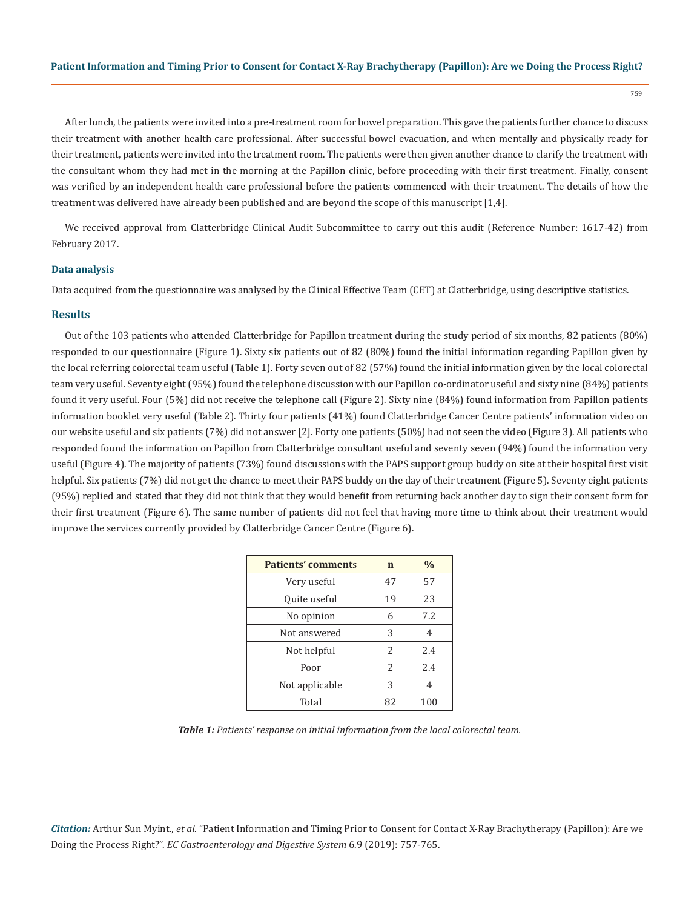After lunch, the patients were invited into a pre-treatment room for bowel preparation. This gave the patients further chance to discuss their treatment with another health care professional. After successful bowel evacuation, and when mentally and physically ready for their treatment, patients were invited into the treatment room. The patients were then given another chance to clarify the treatment with the consultant whom they had met in the morning at the Papillon clinic, before proceeding with their first treatment. Finally, consent was verified by an independent health care professional before the patients commenced with their treatment. The details of how the treatment was delivered have already been published and are beyond the scope of this manuscript [1,4].

We received approval from Clatterbridge Clinical Audit Subcommittee to carry out this audit (Reference Number: 1617-42) from February 2017.

### Data analysis

Data acquired from the questionnaire was analysed by the Clinical Effective Team (CET) at Clatterbridge, using descriptive statistics.

## Results

Out of the 103 patients who attended Clatterbridge for Papillon treatment during the study period of six months, 82 patients (80%) responded to our questionnaire (Figure 1). Sixty six patients out of 82 (80%) found the initial information regarding Papillon given by the local referring colorectal team useful (Table 1). Forty seven out of 82 (57%) found the initial information given by the local colorectal team very useful. Seventy eight (95%) found the telephone discussion with our Papillon co-ordinator useful and sixty nine (84%) patients found it very useful. Four (5%) did not receive the telephone call (Figure 2). Sixty nine (84%) found information from Papillon patients information booklet very useful (Table 2). Thirty four patients (41%) found Clatterbridge Cancer Centre patients' information video on our website useful and six patients (7%) did not answer [2]. Forty one patients (50%) had not seen the video (Figure 3). All patients who responded found the information on Papillon from Clatterbridge consultant useful and seventy seven (94%) found the information very useful (Figure 4). The majority of patients (73%) found discussions with the PAPS support group buddy on site at their hospital first visit helpful. Six patients (7%) did not get the chance to meet their PAPS buddy on the day of their treatment (Figure 5). Seventy eight patients (95%) replied and stated that they did not think that they would benefit from returning back another day to sign their consent form for their first treatment (Figure 6). The same number of patients did not feel that having more time to think about their treatment would improve the services currently provided by Clatterbridge Cancer Centre (Figure 6).

| Patients' comments | n | % |
|---|---|---|
| Very useful | 47 | 57 |
| Quite useful | 19 | 23 |
| No opinion | 6 | 7.2 |
| Not answered | 3 | 4 |
| Not helpful | 2 | 2.4 |
| Poor | 2 | 2.4 |
| Not applicable | 3 | 4 |
| Total | 82 | 100 |

***Table 1:*** *Patients' response on initial information from the local colorectal team.*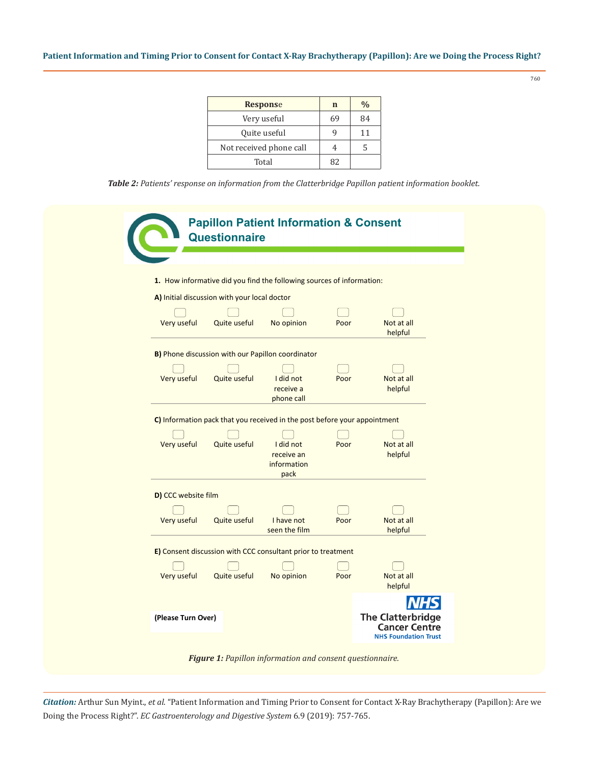| Response | n | % |
|---|---|---|
| Very useful | 69 | 84 |
| Quite useful | 9 | 11 |
| Not received phone call | 4 | 5 |
| Total | 82 | |

***Table 2:*** *Patients' response on information from the Clatterbridge Papillon patient information booklet.*

## Papillon Patient Information & Consent Questionnaire

**1.** How informative did you find the following sources of information:

**A)** Initial discussion with your local doctor

☐ Very useful ☐ Quite useful ☐ No opinion ☐ Poor ☐ Not at all helpful

**B)** Phone discussion with our Papillon coordinator

☐ Very useful ☐ Quite useful ☐ I did not receive a phone call ☐ Poor ☐ Not at all helpful

**C)** Information pack that you received in the post before your appointment

☐ Very useful ☐ Quite useful ☐ I did not receive an information pack ☐ Poor ☐ Not at all helpful

**D)** CCC website film

☐ Very useful ☐ Quite useful ☐ I have not seen the film ☐ Poor ☐ Not at all helpful

**E)** Consent discussion with CCC consultant prior to treatment

☐ Very useful ☐ Quite useful ☐ No opinion ☐ Poor ☐ Not at all helpful

**(Please Turn Over)**

NHS
The Clatterbridge Cancer Centre
NHS Foundation Trust

***Figure 1:*** *Papillon information and consent questionnaire.*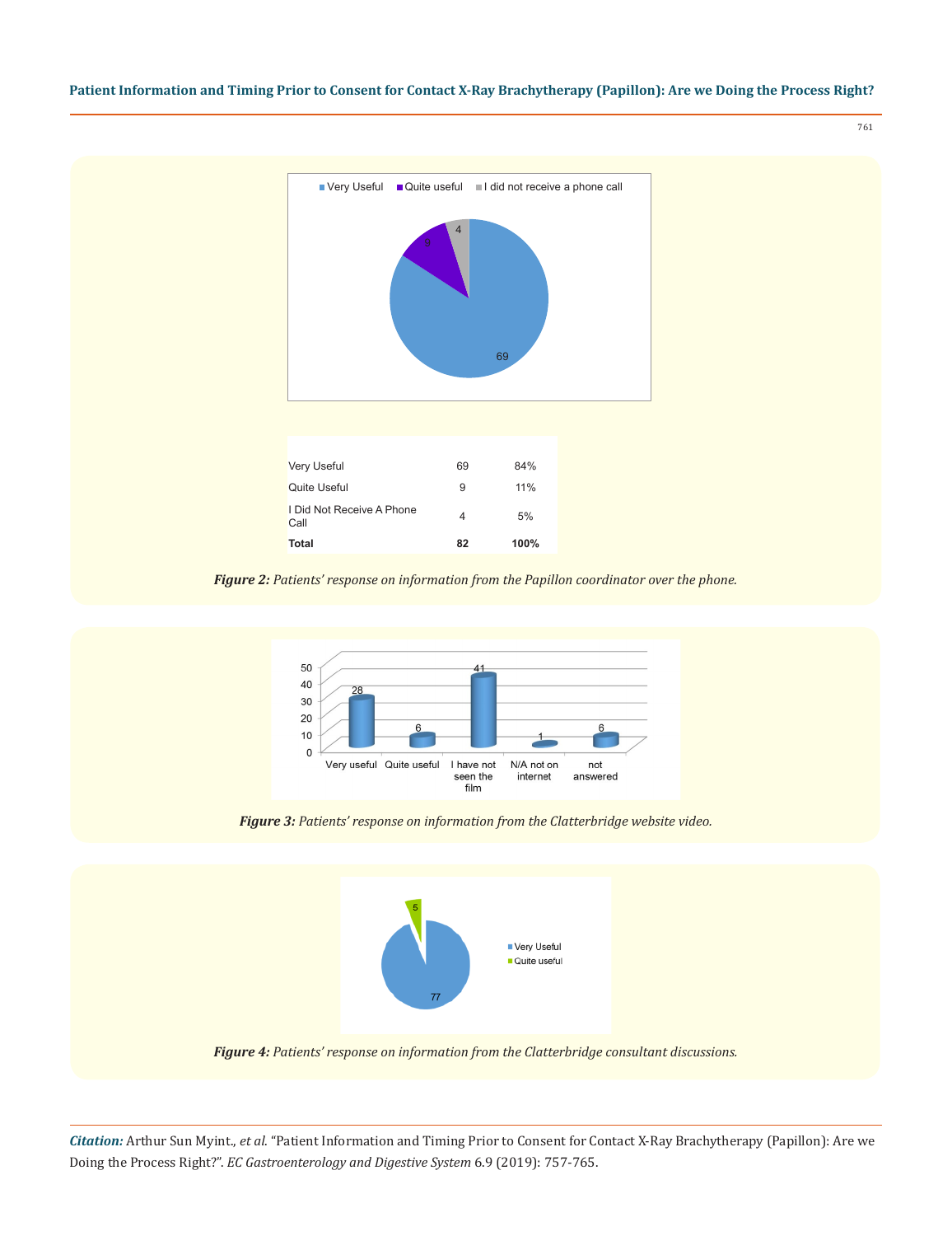| | | |
|---|---|---|
| Very Useful | 69 | 84% |
| Quite Useful | 9 | 11% |
| I Did Not Receive A Phone Call | 4 | 5% |
| **Total** | **82** | **100%** |

***Figure 2:*** *Patients' response on information from the Papillon coordinator over the phone.*

***Figure 3:*** *Patients' response on information from the Clatterbridge website video.*

***Figure 4:*** *Patients' response on information from the Clatterbridge consultant discussions.*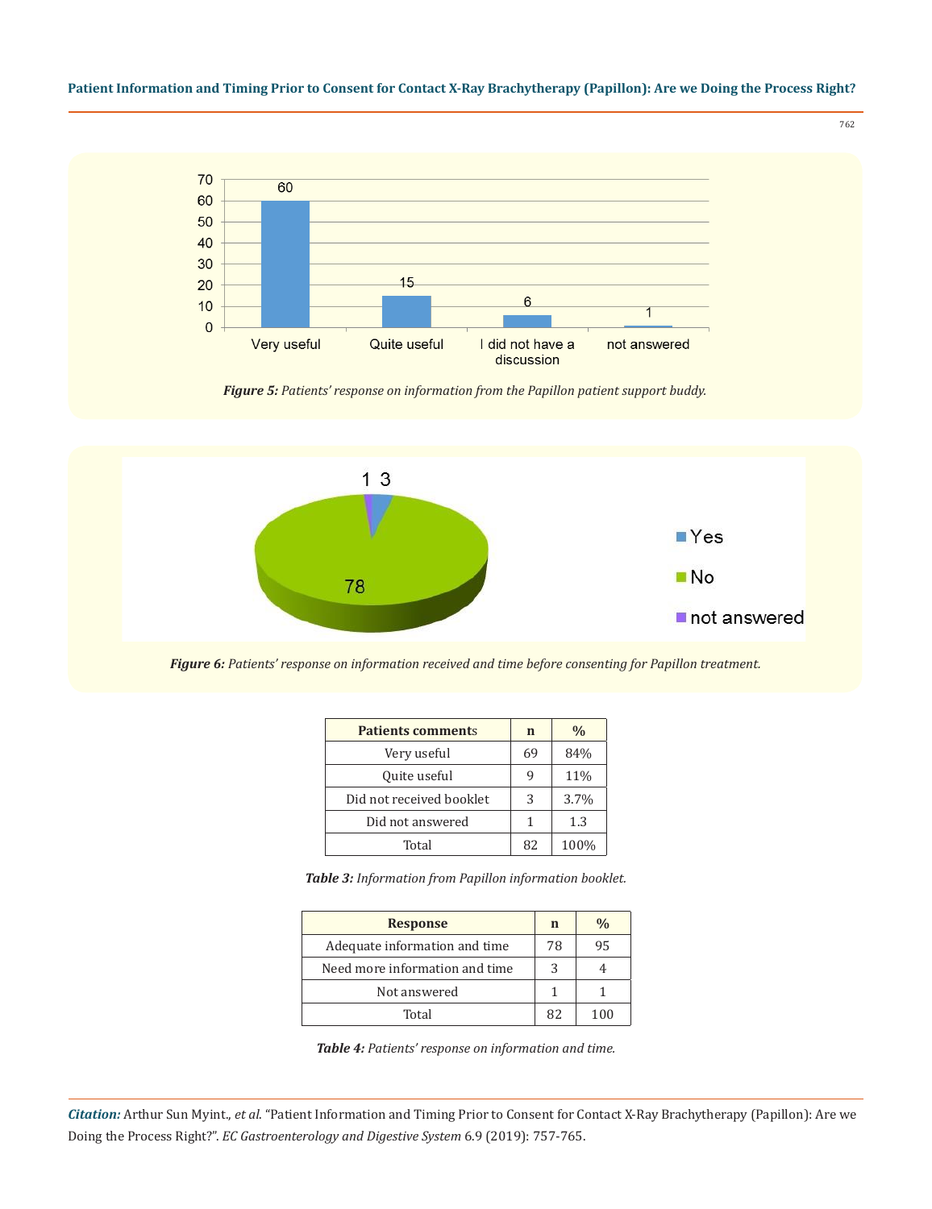*Figure 5: Patients' response on information from the Papillon patient support buddy.*

*Figure 6: Patients' response on information received and time before consenting for Papillon treatment.*

| Patients comments | n | % |
|---|---|---|
| Very useful | 69 | 84% |
| Quite useful | 9 | 11% |
| Did not received booklet | 3 | 3.7% |
| Did not answered | 1 | 1.3 |
| Total | 82 | 100% |

*Table 3: Information from Papillon information booklet.*

| Response | n | % |
|---|---|---|
| Adequate information and time | 78 | 95 |
| Need more information and time | 3 | 4 |
| Not answered | 1 | 1 |
| Total | 82 | 100 |

*Table 4: Patients' response on information and time.*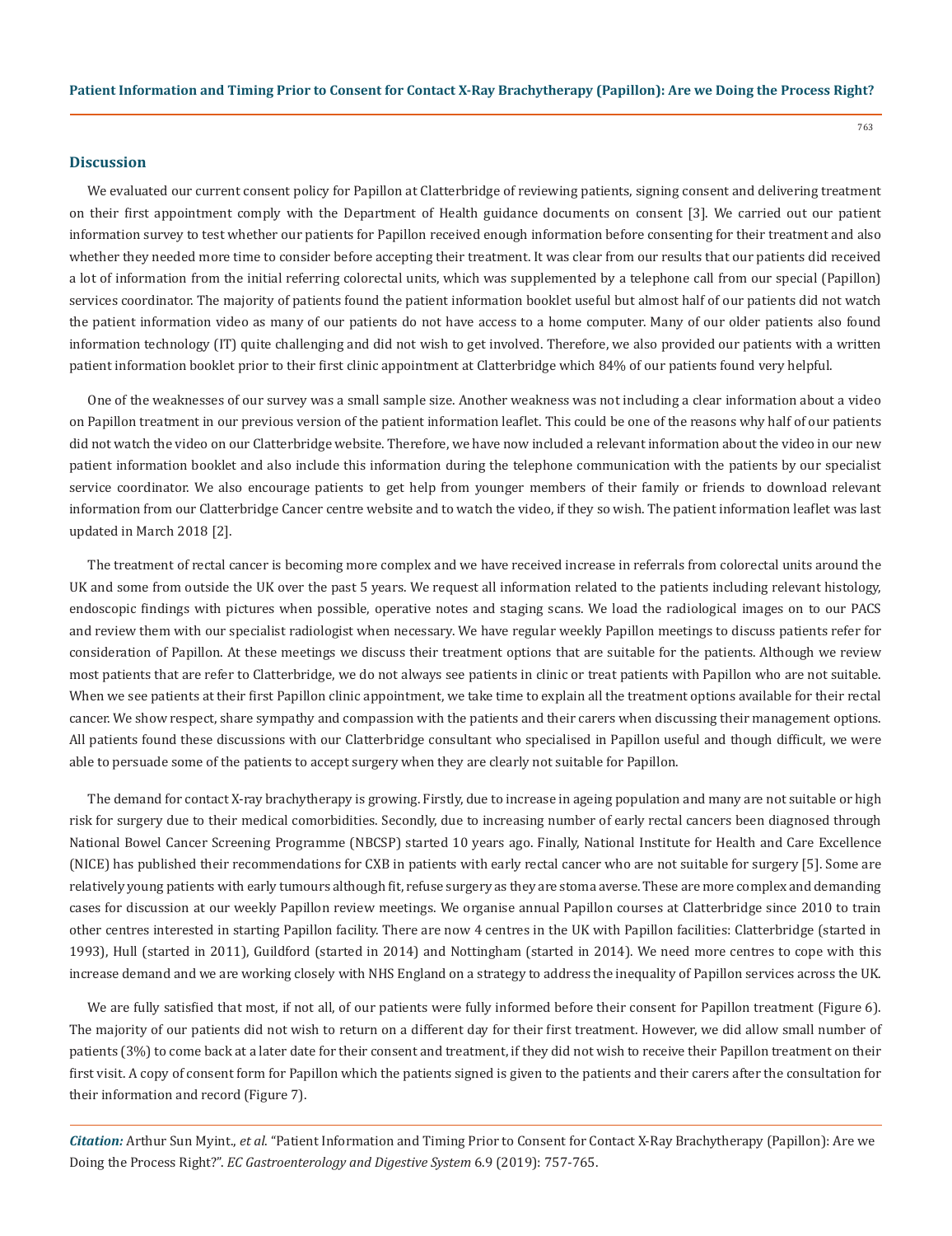## Discussion

We evaluated our current consent policy for Papillon at Clatterbridge of reviewing patients, signing consent and delivering treatment on their first appointment comply with the Department of Health guidance documents on consent [3]. We carried out our patient information survey to test whether our patients for Papillon received enough information before consenting for their treatment and also whether they needed more time to consider before accepting their treatment. It was clear from our results that our patients did received a lot of information from the initial referring colorectal units, which was supplemented by a telephone call from our special (Papillon) services coordinator. The majority of patients found the patient information booklet useful but almost half of our patients did not watch the patient information video as many of our patients do not have access to a home computer. Many of our older patients also found information technology (IT) quite challenging and did not wish to get involved. Therefore, we also provided our patients with a written patient information booklet prior to their first clinic appointment at Clatterbridge which 84% of our patients found very helpful.

One of the weaknesses of our survey was a small sample size. Another weakness was not including a clear information about a video on Papillon treatment in our previous version of the patient information leaflet. This could be one of the reasons why half of our patients did not watch the video on our Clatterbridge website. Therefore, we have now included a relevant information about the video in our new patient information booklet and also include this information during the telephone communication with the patients by our specialist service coordinator. We also encourage patients to get help from younger members of their family or friends to download relevant information from our Clatterbridge Cancer centre website and to watch the video, if they so wish. The patient information leaflet was last updated in March 2018 [2].

The treatment of rectal cancer is becoming more complex and we have received increase in referrals from colorectal units around the UK and some from outside the UK over the past 5 years. We request all information related to the patients including relevant histology, endoscopic findings with pictures when possible, operative notes and staging scans. We load the radiological images on to our PACS and review them with our specialist radiologist when necessary. We have regular weekly Papillon meetings to discuss patients refer for consideration of Papillon. At these meetings we discuss their treatment options that are suitable for the patients. Although we review most patients that are refer to Clatterbridge, we do not always see patients in clinic or treat patients with Papillon who are not suitable. When we see patients at their first Papillon clinic appointment, we take time to explain all the treatment options available for their rectal cancer. We show respect, share sympathy and compassion with the patients and their carers when discussing their management options. All patients found these discussions with our Clatterbridge consultant who specialised in Papillon useful and though difficult, we were able to persuade some of the patients to accept surgery when they are clearly not suitable for Papillon.

The demand for contact X-ray brachytherapy is growing. Firstly, due to increase in ageing population and many are not suitable or high risk for surgery due to their medical comorbidities. Secondly, due to increasing number of early rectal cancers been diagnosed through National Bowel Cancer Screening Programme (NBCSP) started 10 years ago. Finally, National Institute for Health and Care Excellence (NICE) has published their recommendations for CXB in patients with early rectal cancer who are not suitable for surgery [5]. Some are relatively young patients with early tumours although fit, refuse surgery as they are stoma averse. These are more complex and demanding cases for discussion at our weekly Papillon review meetings. We organise annual Papillon courses at Clatterbridge since 2010 to train other centres interested in starting Papillon facility. There are now 4 centres in the UK with Papillon facilities: Clatterbridge (started in 1993), Hull (started in 2011), Guildford (started in 2014) and Nottingham (started in 2014). We need more centres to cope with this increase demand and we are working closely with NHS England on a strategy to address the inequality of Papillon services across the UK.

We are fully satisfied that most, if not all, of our patients were fully informed before their consent for Papillon treatment (Figure 6). The majority of our patients did not wish to return on a different day for their first treatment. However, we did allow small number of patients (3%) to come back at a later date for their consent and treatment, if they did not wish to receive their Papillon treatment on their first visit. A copy of consent form for Papillon which the patients signed is given to the patients and their carers after the consultation for their information and record (Figure 7).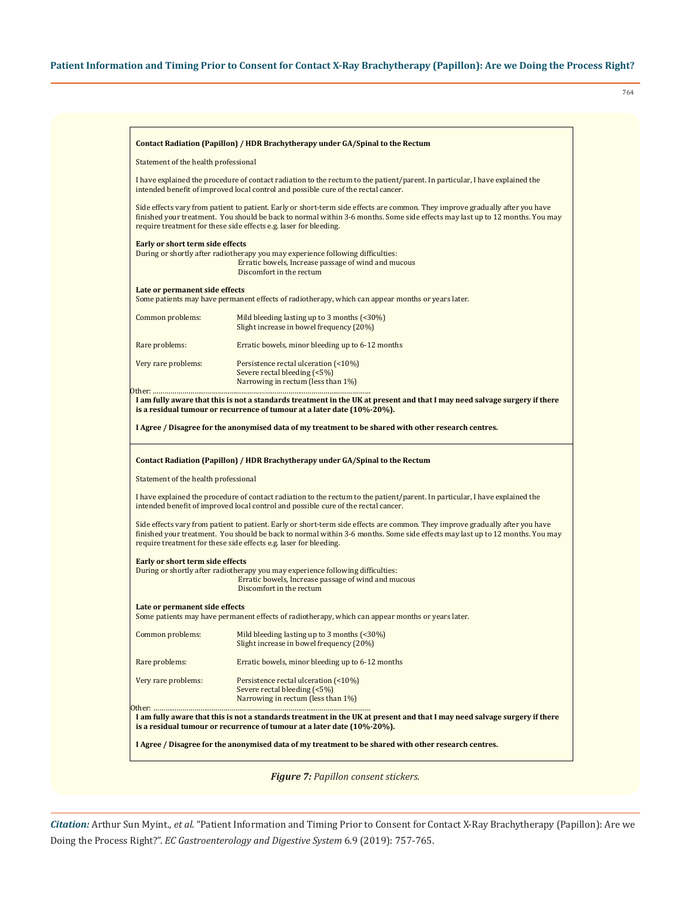**Contact Radiation (Papillon) / HDR Brachytherapy under GA/Spinal to the Rectum**

Statement of the health professional

I have explained the procedure of contact radiation to the rectum to the patient/parent. In particular, I have explained the intended benefit of improved local control and possible cure of the rectal cancer.

Side effects vary from patient to patient. Early or short-term side effects are common. They improve gradually after you have finished your treatment. You should be back to normal within 3-6 months. Some side effects may last up to 12 months. You may require treatment for these side effects e.g. laser for bleeding.

**Early or short term side effects**

During or shortly after radiotherapy you may experience following difficulties:

Erratic bowels, Increase passage of wind and mucous

Discomfort in the rectum

**Late or permanent side effects**

Some patients may have permanent effects of radiotherapy, which can appear months or years later.

| | |
|---|---|
| Common problems: | Mild bleeding lasting up to 3 months (<30%)<br>Slight increase in bowel frequency (20%) |
| Rare problems: | Erratic bowels, minor bleeding up to 6-12 months |
| Very rare problems: | Persistence rectal ulceration (<10%)<br>Severe rectal bleeding (<5%)<br>Narrowing in rectum (less than 1%) |

Other: ..................................................................................................................

**I am fully aware that this is not a standards treatment in the UK at present and that I may need salvage surgery if there is a residual tumour or recurrence of tumour at a later date (10%-20%).**

**I Agree / Disagree for the anonymised data of my treatment to be shared with other research centres.**

**Contact Radiation (Papillon) / HDR Brachytherapy under GA/Spinal to the Rectum**

Statement of the health professional

I have explained the procedure of contact radiation to the rectum to the patient/parent. In particular, I have explained the intended benefit of improved local control and possible cure of the rectal cancer.

Side effects vary from patient to patient. Early or short-term side effects are common. They improve gradually after you have finished your treatment. You should be back to normal within 3-6 months. Some side effects may last up to 12 months. You may require treatment for these side effects e.g. laser for bleeding.

**Early or short term side effects**

During or shortly after radiotherapy you may experience following difficulties:

Erratic bowels, Increase passage of wind and mucous

Discomfort in the rectum

**Late or permanent side effects**

Some patients may have permanent effects of radiotherapy, which can appear months or years later.

| | |
|---|---|
| Common problems: | Mild bleeding lasting up to 3 months (<30%)<br>Slight increase in bowel frequency (20%) |
| Rare problems: | Erratic bowels, minor bleeding up to 6-12 months |
| Very rare problems: | Persistence rectal ulceration (<10%)<br>Severe rectal bleeding (<5%)<br>Narrowing in rectum (less than 1%) |

Other: ..................................................................................................................

**I am fully aware that this is not a standards treatment in the UK at present and that I may need salvage surgery if there is a residual tumour or recurrence of tumour at a later date (10%-20%).**

**I Agree / Disagree for the anonymised data of my treatment to be shared with other research centres.**

***Figure 7:*** *Papillon consent stickers.*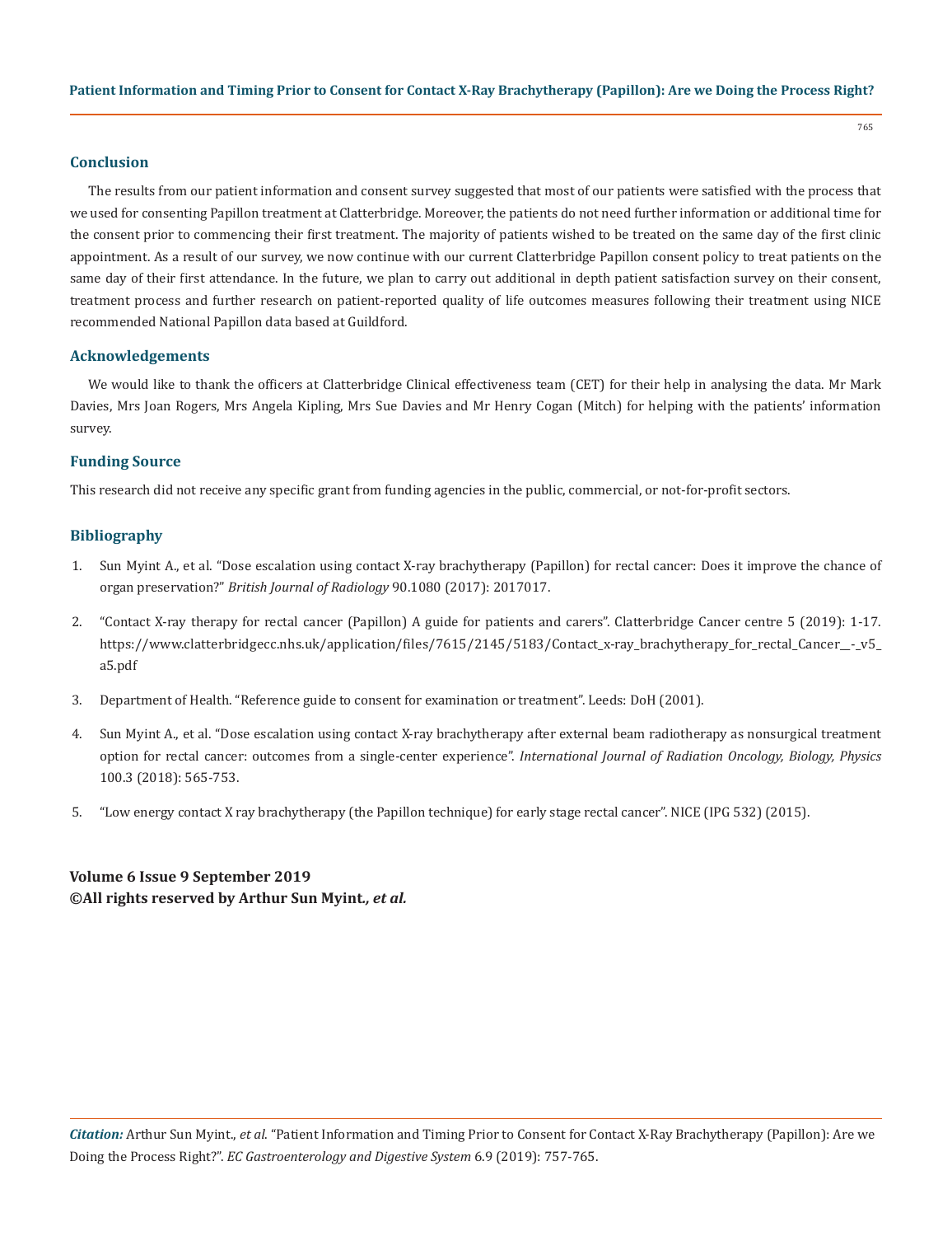## Conclusion

The results from our patient information and consent survey suggested that most of our patients were satisfied with the process that we used for consenting Papillon treatment at Clatterbridge. Moreover, the patients do not need further information or additional time for the consent prior to commencing their first treatment. The majority of patients wished to be treated on the same day of the first clinic appointment. As a result of our survey, we now continue with our current Clatterbridge Papillon consent policy to treat patients on the same day of their first attendance. In the future, we plan to carry out additional in depth patient satisfaction survey on their consent, treatment process and further research on patient-reported quality of life outcomes measures following their treatment using NICE recommended National Papillon data based at Guildford.

## Acknowledgements

We would like to thank the officers at Clatterbridge Clinical effectiveness team (CET) for their help in analysing the data. Mr Mark Davies, Mrs Joan Rogers, Mrs Angela Kipling, Mrs Sue Davies and Mr Henry Cogan (Mitch) for helping with the patients' information survey.

## Funding Source

This research did not receive any specific grant from funding agencies in the public, commercial, or not-for-profit sectors.

## Bibliography

1. Sun Myint A., et al. "Dose escalation using contact X-ray brachytherapy (Papillon) for rectal cancer: Does it improve the chance of organ preservation?" *British Journal of Radiology* 90.1080 (2017): 2017017.
2. "Contact X-ray therapy for rectal cancer (Papillon) A guide for patients and carers". Clatterbridge Cancer centre 5 (2019): 1-17. https://www.clatterbridgecc.nhs.uk/application/files/7615/2145/5183/Contact_x-ray_brachytherapy_for_rectal_Cancer__-_v5_a5.pdf
3. Department of Health. "Reference guide to consent for examination or treatment". Leeds: DoH (2001).
4. Sun Myint A., et al. "Dose escalation using contact X-ray brachytherapy after external beam radiotherapy as nonsurgical treatment option for rectal cancer: outcomes from a single-center experience". *International Journal of Radiation Oncology, Biology, Physics* 100.3 (2018): 565-753.
5. "Low energy contact X ray brachytherapy (the Papillon technique) for early stage rectal cancer". NICE (IPG 532) (2015).

**Volume 6 Issue 9 September 2019**
**©All rights reserved by Arthur Sun Myint*., et al.***